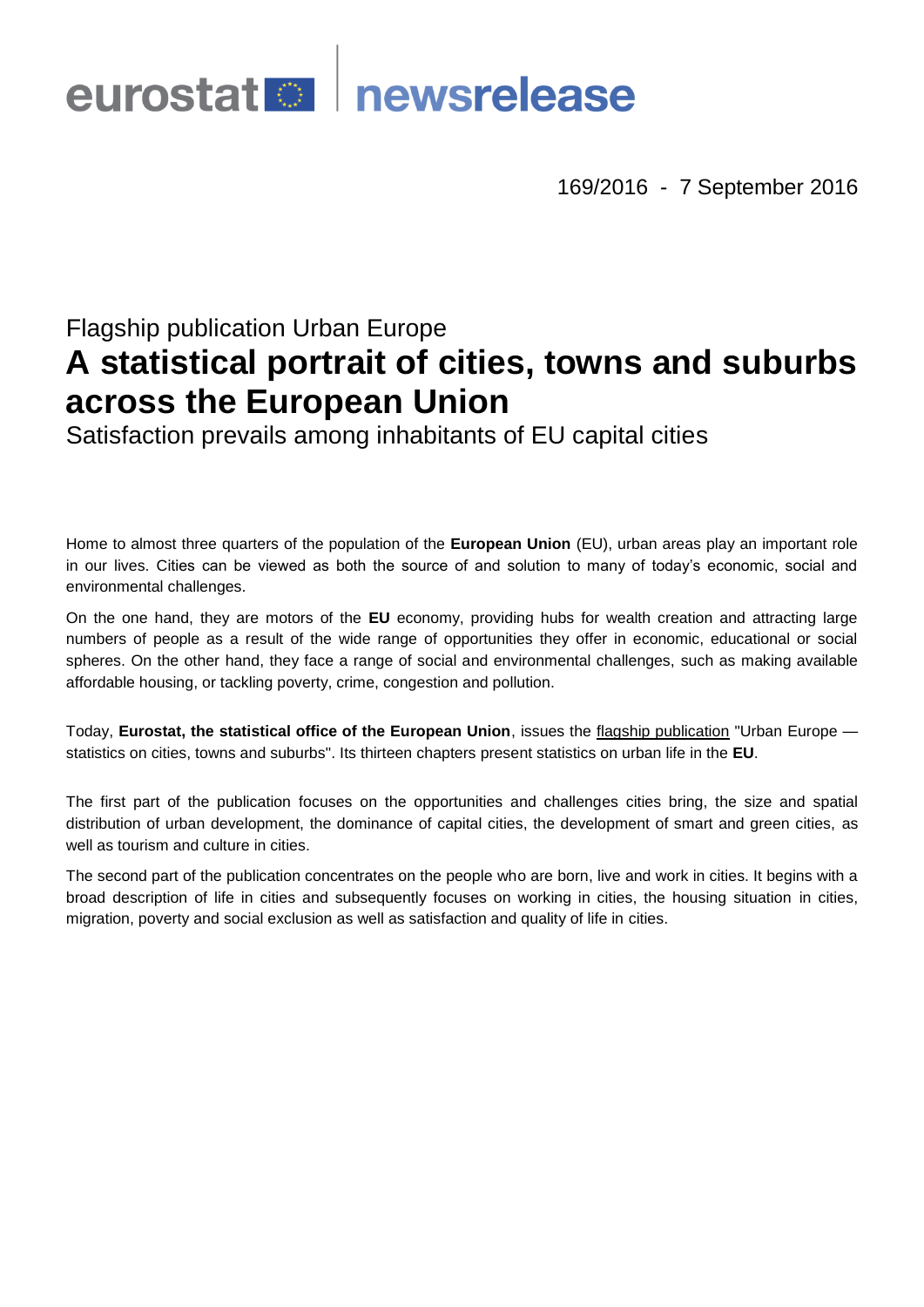eurostat newsrelease

169/2016 - 7 September 2016

Flagship publication Urban Europe

# A statistical portrait of cities, towns and suburbs across the European Union

Satisfaction prevails among inhabitants of EU capital cities

Home to almost three quarters of the population of the **European Union** (EU), urban areas play an important role in our lives. Cities can be viewed as both the source of and solution to many of today's economic, social and environmental challenges.

On the one hand, they are motors of the **EU** economy, providing hubs for wealth creation and attracting large numbers of people as a result of the wide range of opportunities they offer in economic, educational or social spheres. On the other hand, they face a range of social and environmental challenges, such as making available affordable housing, or tackling poverty, crime, congestion and pollution.

Today, **Eurostat, the statistical office of the European Union**, issues the flagship publication "Urban Europe — statistics on cities, towns and suburbs". Its thirteen chapters present statistics on urban life in the **EU**.

The first part of the publication focuses on the opportunities and challenges cities bring, the size and spatial distribution of urban development, the dominance of capital cities, the development of smart and green cities, as well as tourism and culture in cities.

The second part of the publication concentrates on the people who are born, live and work in cities. It begins with a broad description of life in cities and subsequently focuses on working in cities, the housing situation in cities, migration, poverty and social exclusion as well as satisfaction and quality of life in cities.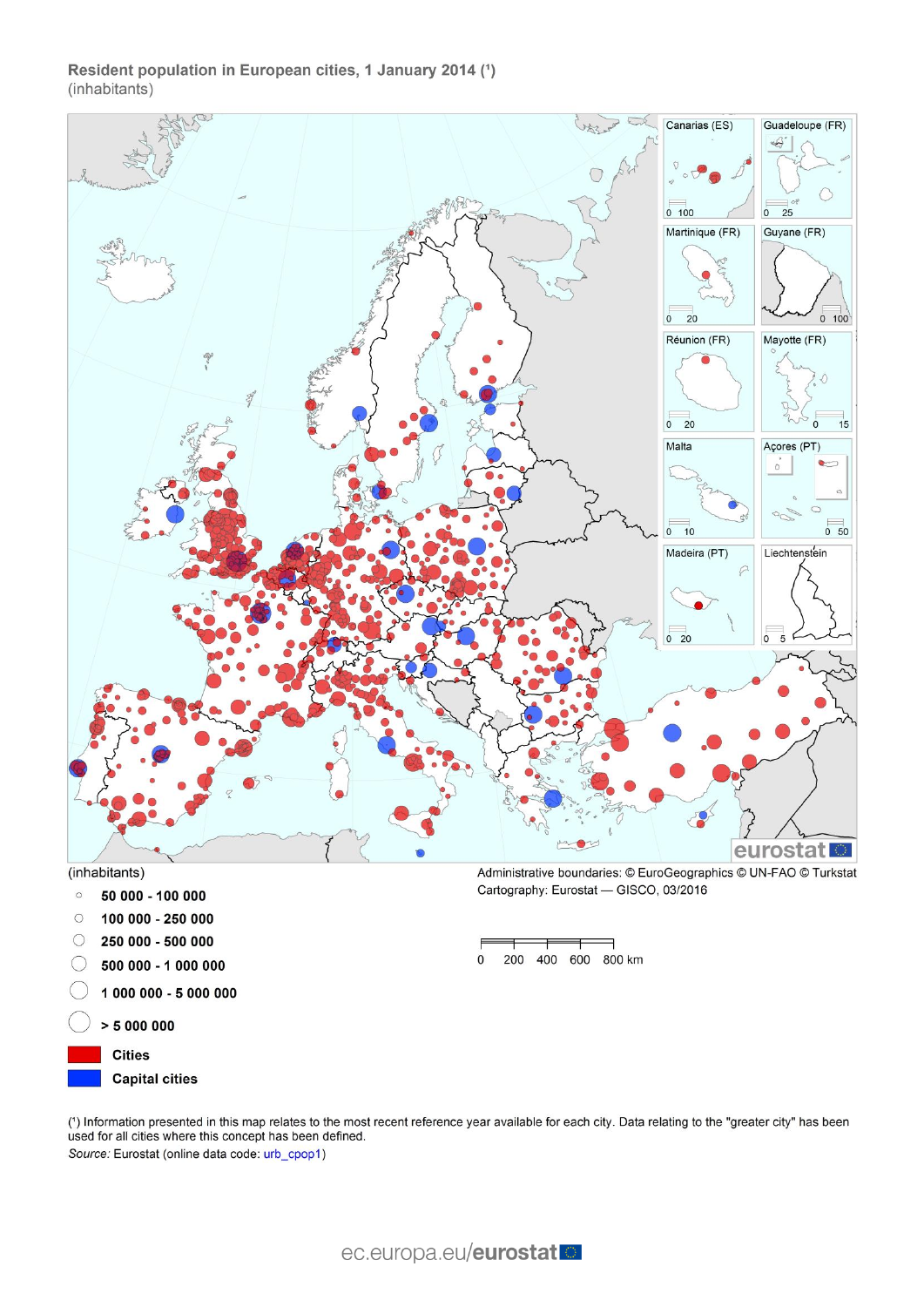**Resident population in European cities, 1 January 2014 (¹)**
(inhabitants)

Canarias (ES)
Guadeloupe (FR)
Martinique (FR)
Guyane (FR)
Réunion (FR)
Mayotte (FR)
Malta
Açores (PT)
Madeira (PT)
Liechtenstein

(inhabitants)

- 50 000 - 100 000
- 100 000 - 250 000
- 250 000 - 500 000
- 500 000 - 1 000 000
- 1 000 000 - 5 000 000
- > 5 000 000

- **Cities**
- **Capital cities**

Administrative boundaries: © EuroGeographics © UN-FAO © Turkstat
Cartography: Eurostat — GISCO, 03/2016

0 200 400 600 800 km

(¹) Information presented in this map relates to the most recent reference year available for each city. Data relating to the "greater city" has been used for all cities where this concept has been defined.

*Source:* Eurostat (online data code: urb_cpop1)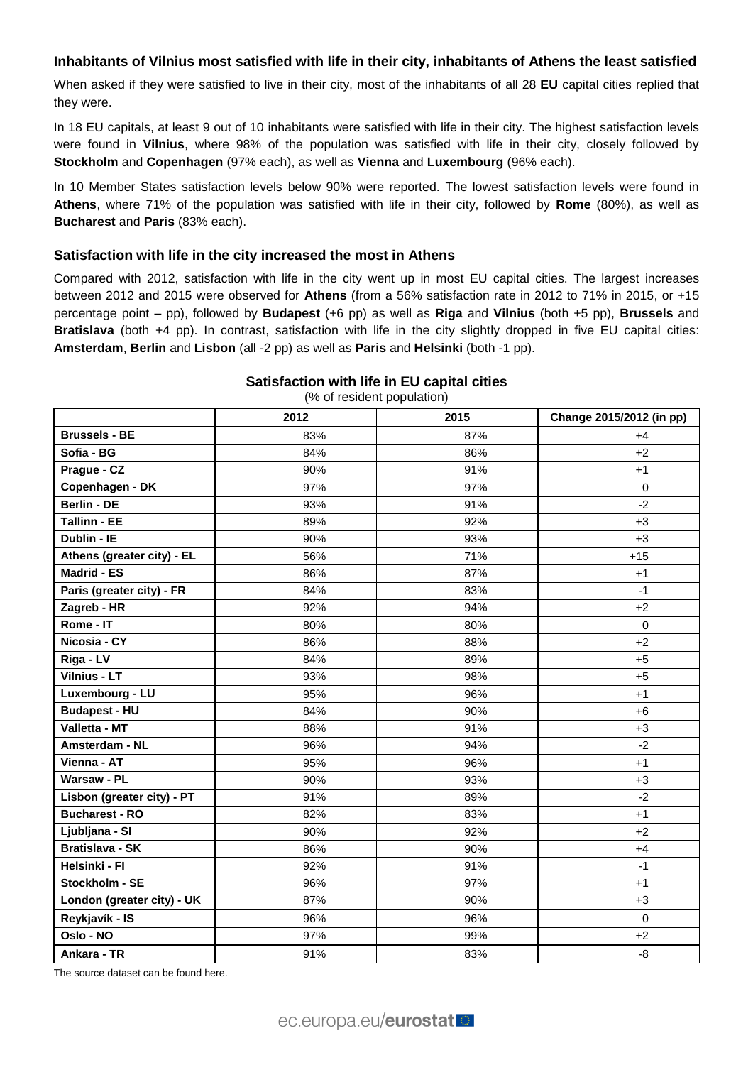### Inhabitants of Vilnius most satisfied with life in their city, inhabitants of Athens the least satisfied

When asked if they were satisfied to live in their city, most of the inhabitants of all 28 **EU** capital cities replied that they were.

In 18 EU capitals, at least 9 out of 10 inhabitants were satisfied with life in their city. The highest satisfaction levels were found in **Vilnius**, where 98% of the population was satisfied with life in their city, closely followed by **Stockholm** and **Copenhagen** (97% each), as well as **Vienna** and **Luxembourg** (96% each).

In 10 Member States satisfaction levels below 90% were reported. The lowest satisfaction levels were found in **Athens**, where 71% of the population was satisfied with life in their city, followed by **Rome** (80%), as well as **Bucharest** and **Paris** (83% each).

### Satisfaction with life in the city increased the most in Athens

Compared with 2012, satisfaction with life in the city went up in most EU capital cities. The largest increases between 2012 and 2015 were observed for **Athens** (from a 56% satisfaction rate in 2012 to 71% in 2015, or +15 percentage point – pp), followed by **Budapest** (+6 pp) as well as **Riga** and **Vilnius** (both +5 pp), **Brussels** and **Bratislava** (both +4 pp). In contrast, satisfaction with life in the city slightly dropped in five EU capital cities: **Amsterdam**, **Berlin** and **Lisbon** (all -2 pp) as well as **Paris** and **Helsinki** (both -1 pp).

**Satisfaction with life in EU capital cities**

(% of resident population)

| | 2012 | 2015 | Change 2015/2012 (in pp) |
|---|---|---|---|
| **Brussels - BE** | 83% | 87% | +4 |
| **Sofia - BG** | 84% | 86% | +2 |
| **Prague - CZ** | 90% | 91% | +1 |
| **Copenhagen - DK** | 97% | 97% | 0 |
| **Berlin - DE** | 93% | 91% | -2 |
| **Tallinn - EE** | 89% | 92% | +3 |
| **Dublin - IE** | 90% | 93% | +3 |
| **Athens (greater city) - EL** | 56% | 71% | +15 |
| **Madrid - ES** | 86% | 87% | +1 |
| **Paris (greater city) - FR** | 84% | 83% | -1 |
| **Zagreb - HR** | 92% | 94% | +2 |
| **Rome - IT** | 80% | 80% | 0 |
| **Nicosia - CY** | 86% | 88% | +2 |
| **Riga - LV** | 84% | 89% | +5 |
| **Vilnius - LT** | 93% | 98% | +5 |
| **Luxembourg - LU** | 95% | 96% | +1 |
| **Budapest - HU** | 84% | 90% | +6 |
| **Valletta - MT** | 88% | 91% | +3 |
| **Amsterdam - NL** | 96% | 94% | -2 |
| **Vienna - AT** | 95% | 96% | +1 |
| **Warsaw - PL** | 90% | 93% | +3 |
| **Lisbon (greater city) - PT** | 91% | 89% | -2 |
| **Bucharest - RO** | 82% | 83% | +1 |
| **Ljubljana - SI** | 90% | 92% | +2 |
| **Bratislava - SK** | 86% | 90% | +4 |
| **Helsinki - FI** | 92% | 91% | -1 |
| **Stockholm - SE** | 96% | 97% | +1 |
| **London (greater city) - UK** | 87% | 90% | +3 |
| **Reykjavík - IS** | 96% | 96% | 0 |
| **Oslo - NO** | 97% | 99% | +2 |
| **Ankara - TR** | 91% | 83% | -8 |

The source dataset can be found here.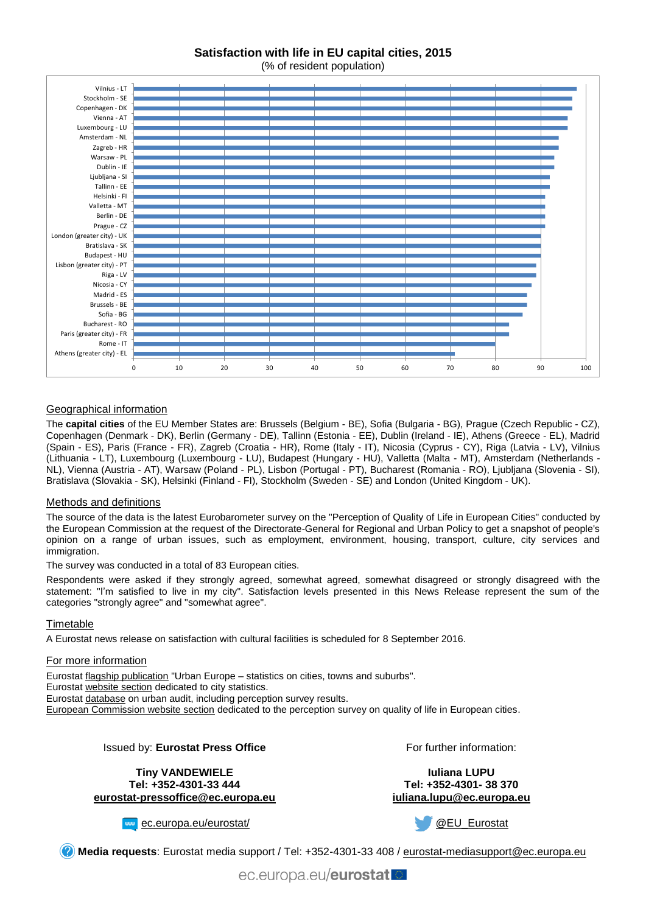**Satisfaction with life in EU capital cities, 2015**

(% of resident population)

Vilnius - LT
Stockholm - SE
Copenhagen - DK
Vienna - AT
Luxembourg - LU
Amsterdam - NL
Zagreb - HR
Warsaw - PL
Dublin - IE
Ljubljana - SI
Tallinn - EE
Helsinki - FI
Valletta - MT
Berlin - DE
Prague - CZ
London (greater city) - UK
Bratislava - SK
Budapest - HU
Lisbon (greater city) - PT
Riga - LV
Nicosia - CY
Madrid - ES
Brussels - BE
Sofia - BG
Bucharest - RO
Paris (greater city) - FR
Rome - IT
Athens (greater city) - EL

0 10 20 30 40 50 60 70 80 90 100

## Geographical information

The **capital cities** of the EU Member States are: Brussels (Belgium - BE), Sofia (Bulgaria - BG), Prague (Czech Republic - CZ), Copenhagen (Denmark - DK), Berlin (Germany - DE), Tallinn (Estonia - EE), Dublin (Ireland - IE), Athens (Greece - EL), Madrid (Spain - ES), Paris (France - FR), Zagreb (Croatia - HR), Rome (Italy - IT), Nicosia (Cyprus - CY), Riga (Latvia - LV), Vilnius (Lithuania - LT), Luxembourg (Luxembourg - LU), Budapest (Hungary - HU), Valletta (Malta - MT), Amsterdam (Netherlands - NL), Vienna (Austria - AT), Warsaw (Poland - PL), Lisbon (Portugal - PT), Bucharest (Romania - RO), Ljubljana (Slovenia - SI), Bratislava (Slovakia - SK), Helsinki (Finland - FI), Stockholm (Sweden - SE) and London (United Kingdom - UK).

## Methods and definitions

The source of the data is the latest Eurobarometer survey on the "Perception of Quality of Life in European Cities" conducted by the European Commission at the request of the Directorate-General for Regional and Urban Policy to get a snapshot of people's opinion on a range of urban issues, such as employment, environment, housing, transport, culture, city services and immigration.

The survey was conducted in a total of 83 European cities.

Respondents were asked if they strongly agreed, somewhat agreed, somewhat disagreed or strongly disagreed with the statement: "I'm satisfied to live in my city". Satisfaction levels presented in this News Release represent the sum of the categories "strongly agree" and "somewhat agree".

## Timetable

A Eurostat news release on satisfaction with cultural facilities is scheduled for 8 September 2016.

## For more information

Eurostat flagship publication "Urban Europe – statistics on cities, towns and suburbs".
Eurostat website section dedicated to city statistics.
Eurostat database on urban audit, including perception survey results.
European Commission website section dedicated to the perception survey on quality of life in European cities.

Issued by: **Eurostat Press Office**

**Tiny VANDEWIELE**
**Tel: +352-4301-33 444**
**eurostat-pressoffice@ec.europa.eu**

For further information:

**Iuliana LUPU**
**Tel: +352-4301- 38 370**
**iuliana.lupu@ec.europa.eu**

ec.europa.eu/eurostat/

@EU_Eurostat

**Media requests**: Eurostat media support / Tel: +352-4301-33 408 / eurostat-mediasupport@ec.europa.eu